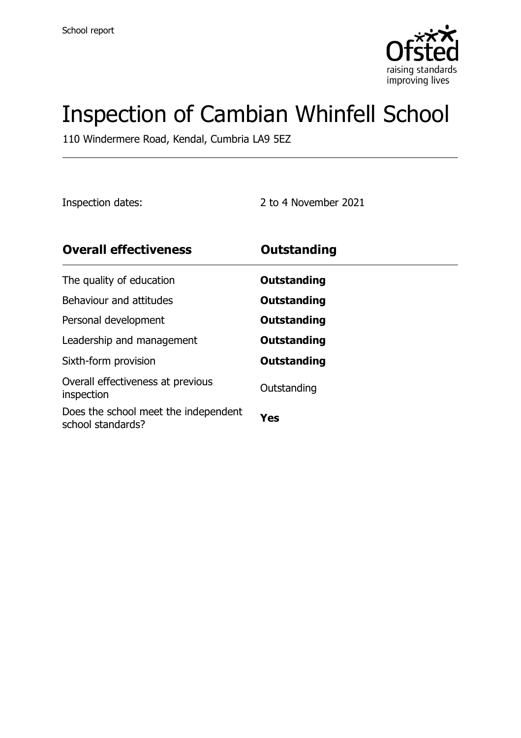School report

# Inspection of Cambian Whinfell School

110 Windermere Road, Kendal, Cumbria LA9 5EZ

Inspection dates: 2 to 4 November 2021

| **Overall effectiveness** | **Outstanding** |
| --- | --- |
| The quality of education | **Outstanding** |
| Behaviour and attitudes | **Outstanding** |
| Personal development | **Outstanding** |
| Leadership and management | **Outstanding** |
| Sixth-form provision | **Outstanding** |
| Overall effectiveness at previous inspection | Outstanding |
| Does the school meet the independent school standards? | **Yes** |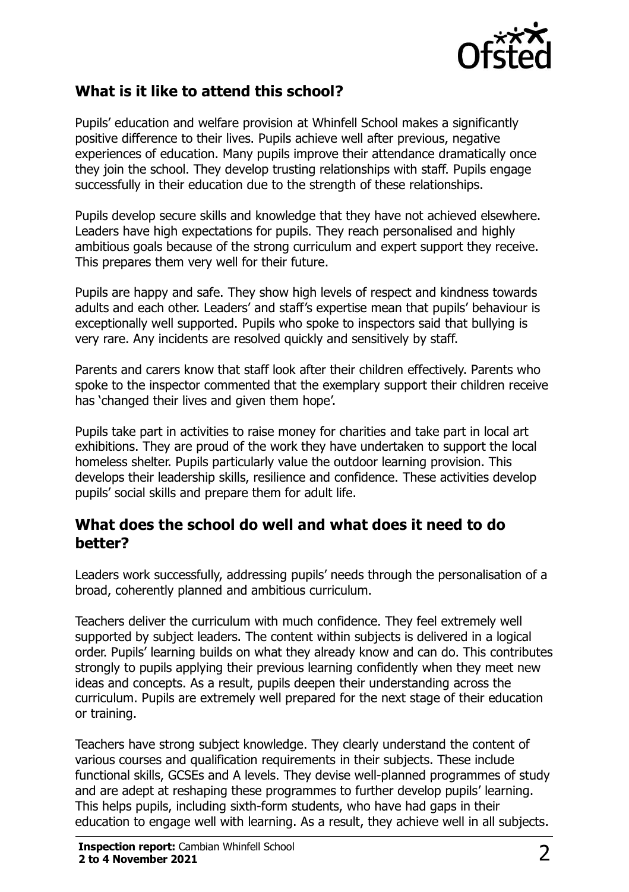## What is it like to attend this school?

Pupils' education and welfare provision at Whinfell School makes a significantly positive difference to their lives. Pupils achieve well after previous, negative experiences of education. Many pupils improve their attendance dramatically once they join the school. They develop trusting relationships with staff. Pupils engage successfully in their education due to the strength of these relationships.

Pupils develop secure skills and knowledge that they have not achieved elsewhere. Leaders have high expectations for pupils. They reach personalised and highly ambitious goals because of the strong curriculum and expert support they receive. This prepares them very well for their future.

Pupils are happy and safe. They show high levels of respect and kindness towards adults and each other. Leaders' and staff's expertise mean that pupils' behaviour is exceptionally well supported. Pupils who spoke to inspectors said that bullying is very rare. Any incidents are resolved quickly and sensitively by staff.

Parents and carers know that staff look after their children effectively. Parents who spoke to the inspector commented that the exemplary support their children receive has 'changed their lives and given them hope'.

Pupils take part in activities to raise money for charities and take part in local art exhibitions. They are proud of the work they have undertaken to support the local homeless shelter. Pupils particularly value the outdoor learning provision. This develops their leadership skills, resilience and confidence. These activities develop pupils' social skills and prepare them for adult life.

## What does the school do well and what does it need to do better?

Leaders work successfully, addressing pupils' needs through the personalisation of a broad, coherently planned and ambitious curriculum.

Teachers deliver the curriculum with much confidence. They feel extremely well supported by subject leaders. The content within subjects is delivered in a logical order. Pupils' learning builds on what they already know and can do. This contributes strongly to pupils applying their previous learning confidently when they meet new ideas and concepts. As a result, pupils deepen their understanding across the curriculum. Pupils are extremely well prepared for the next stage of their education or training.

Teachers have strong subject knowledge. They clearly understand the content of various courses and qualification requirements in their subjects. These include functional skills, GCSEs and A levels. They devise well-planned programmes of study and are adept at reshaping these programmes to further develop pupils' learning. This helps pupils, including sixth-form students, who have had gaps in their education to engage well with learning. As a result, they achieve well in all subjects.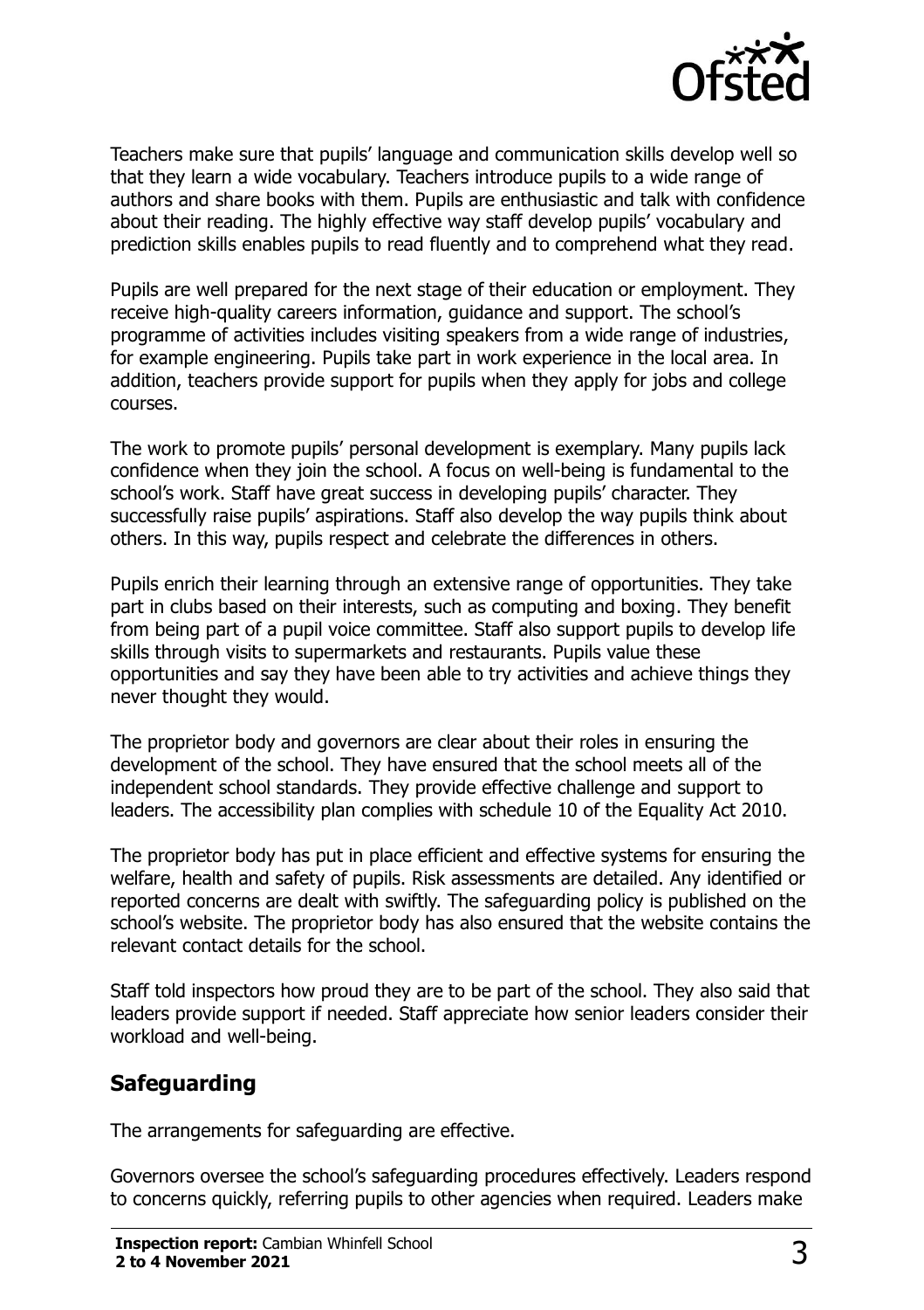Teachers make sure that pupils' language and communication skills develop well so that they learn a wide vocabulary. Teachers introduce pupils to a wide range of authors and share books with them. Pupils are enthusiastic and talk with confidence about their reading. The highly effective way staff develop pupils' vocabulary and prediction skills enables pupils to read fluently and to comprehend what they read.

Pupils are well prepared for the next stage of their education or employment. They receive high-quality careers information, guidance and support. The school's programme of activities includes visiting speakers from a wide range of industries, for example engineering. Pupils take part in work experience in the local area. In addition, teachers provide support for pupils when they apply for jobs and college courses.

The work to promote pupils' personal development is exemplary. Many pupils lack confidence when they join the school. A focus on well-being is fundamental to the school's work. Staff have great success in developing pupils' character. They successfully raise pupils' aspirations. Staff also develop the way pupils think about others. In this way, pupils respect and celebrate the differences in others.

Pupils enrich their learning through an extensive range of opportunities. They take part in clubs based on their interests, such as computing and boxing. They benefit from being part of a pupil voice committee. Staff also support pupils to develop life skills through visits to supermarkets and restaurants. Pupils value these opportunities and say they have been able to try activities and achieve things they never thought they would.

The proprietor body and governors are clear about their roles in ensuring the development of the school. They have ensured that the school meets all of the independent school standards. They provide effective challenge and support to leaders. The accessibility plan complies with schedule 10 of the Equality Act 2010.

The proprietor body has put in place efficient and effective systems for ensuring the welfare, health and safety of pupils. Risk assessments are detailed. Any identified or reported concerns are dealt with swiftly. The safeguarding policy is published on the school's website. The proprietor body has also ensured that the website contains the relevant contact details for the school.

Staff told inspectors how proud they are to be part of the school. They also said that leaders provide support if needed. Staff appreciate how senior leaders consider their workload and well-being.

## Safeguarding

The arrangements for safeguarding are effective.

Governors oversee the school's safeguarding procedures effectively. Leaders respond to concerns quickly, referring pupils to other agencies when required. Leaders make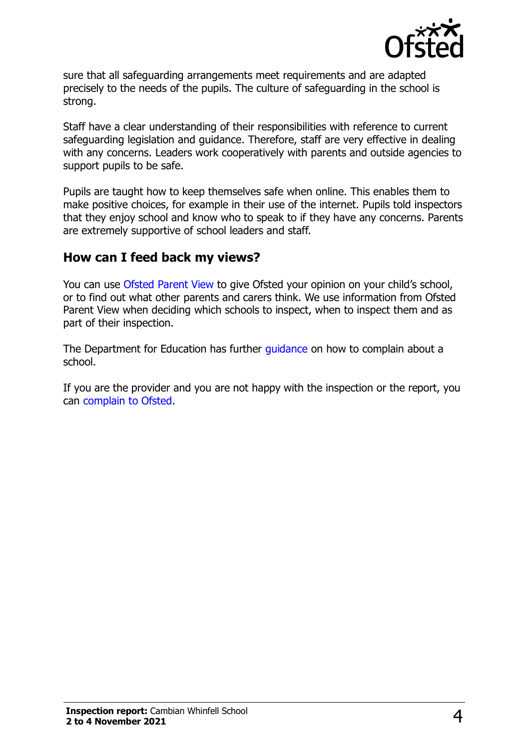sure that all safeguarding arrangements meet requirements and are adapted precisely to the needs of the pupils. The culture of safeguarding in the school is strong.

Staff have a clear understanding of their responsibilities with reference to current safeguarding legislation and guidance. Therefore, staff are very effective in dealing with any concerns. Leaders work cooperatively with parents and outside agencies to support pupils to be safe.

Pupils are taught how to keep themselves safe when online. This enables them to make positive choices, for example in their use of the internet. Pupils told inspectors that they enjoy school and know who to speak to if they have any concerns. Parents are extremely supportive of school leaders and staff.

## How can I feed back my views?

You can use Ofsted Parent View to give Ofsted your opinion on your child's school, or to find out what other parents and carers think. We use information from Ofsted Parent View when deciding which schools to inspect, when to inspect them and as part of their inspection.

The Department for Education has further guidance on how to complain about a school.

If you are the provider and you are not happy with the inspection or the report, you can complain to Ofsted.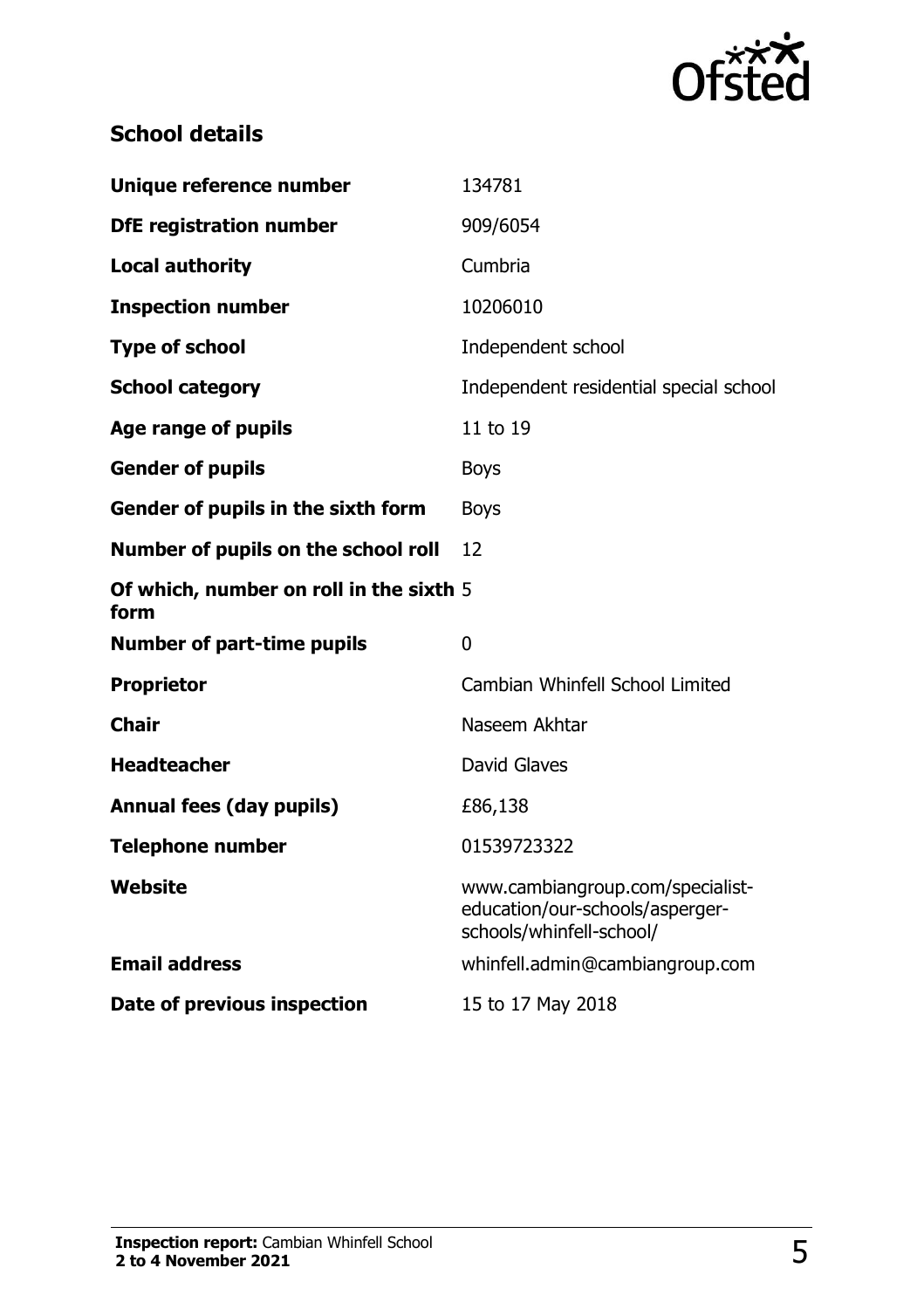## School details

| | |
|---|---|
| **Unique reference number** | 134781 |
| **DfE registration number** | 909/6054 |
| **Local authority** | Cumbria |
| **Inspection number** | 10206010 |
| **Type of school** | Independent school |
| **School category** | Independent residential special school |
| **Age range of pupils** | 11 to 19 |
| **Gender of pupils** | Boys |
| **Gender of pupils in the sixth form** | Boys |
| **Number of pupils on the school roll** | 12 |
| **Of which, number on roll in the sixth form** | 5 |
| **Number of part-time pupils** | 0 |
| **Proprietor** | Cambian Whinfell School Limited |
| **Chair** | Naseem Akhtar |
| **Headteacher** | David Glaves |
| **Annual fees (day pupils)** | £86,138 |
| **Telephone number** | 01539723322 |
| **Website** | www.cambiangroup.com/specialist-education/our-schools/asperger-schools/whinfell-school/ |
| **Email address** | whinfell.admin@cambiangroup.com |
| **Date of previous inspection** | 15 to 17 May 2018 |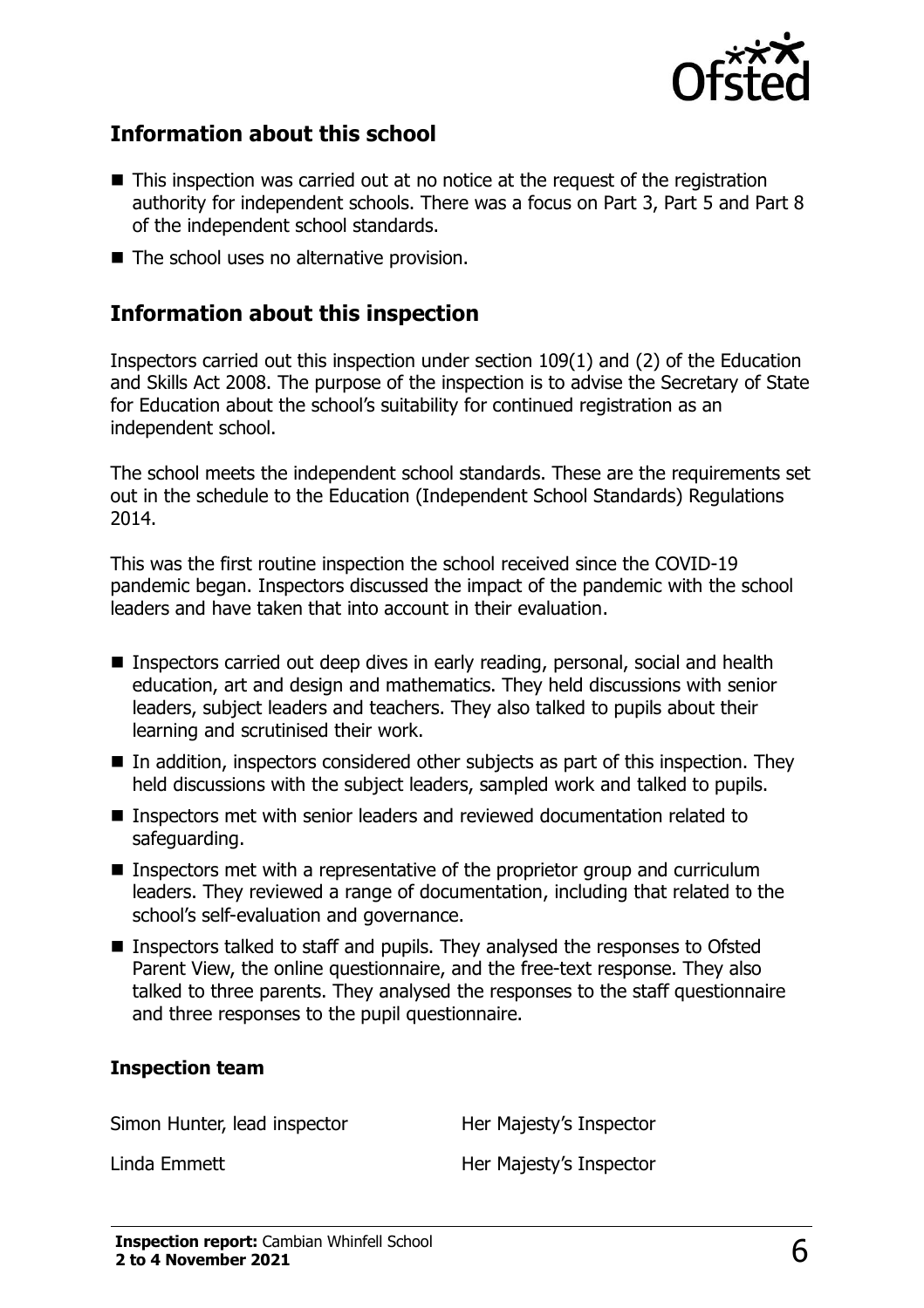## Information about this school

- This inspection was carried out at no notice at the request of the registration authority for independent schools. There was a focus on Part 3, Part 5 and Part 8 of the independent school standards.
- The school uses no alternative provision.

## Information about this inspection

Inspectors carried out this inspection under section 109(1) and (2) of the Education and Skills Act 2008. The purpose of the inspection is to advise the Secretary of State for Education about the school's suitability for continued registration as an independent school.

The school meets the independent school standards. These are the requirements set out in the schedule to the Education (Independent School Standards) Regulations 2014.

This was the first routine inspection the school received since the COVID-19 pandemic began. Inspectors discussed the impact of the pandemic with the school leaders and have taken that into account in their evaluation.

- Inspectors carried out deep dives in early reading, personal, social and health education, art and design and mathematics. They held discussions with senior leaders, subject leaders and teachers. They also talked to pupils about their learning and scrutinised their work.
- In addition, inspectors considered other subjects as part of this inspection. They held discussions with the subject leaders, sampled work and talked to pupils.
- Inspectors met with senior leaders and reviewed documentation related to safeguarding.
- Inspectors met with a representative of the proprietor group and curriculum leaders. They reviewed a range of documentation, including that related to the school's self-evaluation and governance.
- Inspectors talked to staff and pupils. They analysed the responses to Ofsted Parent View, the online questionnaire, and the free-text response. They also talked to three parents. They analysed the responses to the staff questionnaire and three responses to the pupil questionnaire.

### Inspection team

| | |
|---|---|
| Simon Hunter, lead inspector | Her Majesty's Inspector |
| Linda Emmett | Her Majesty's Inspector |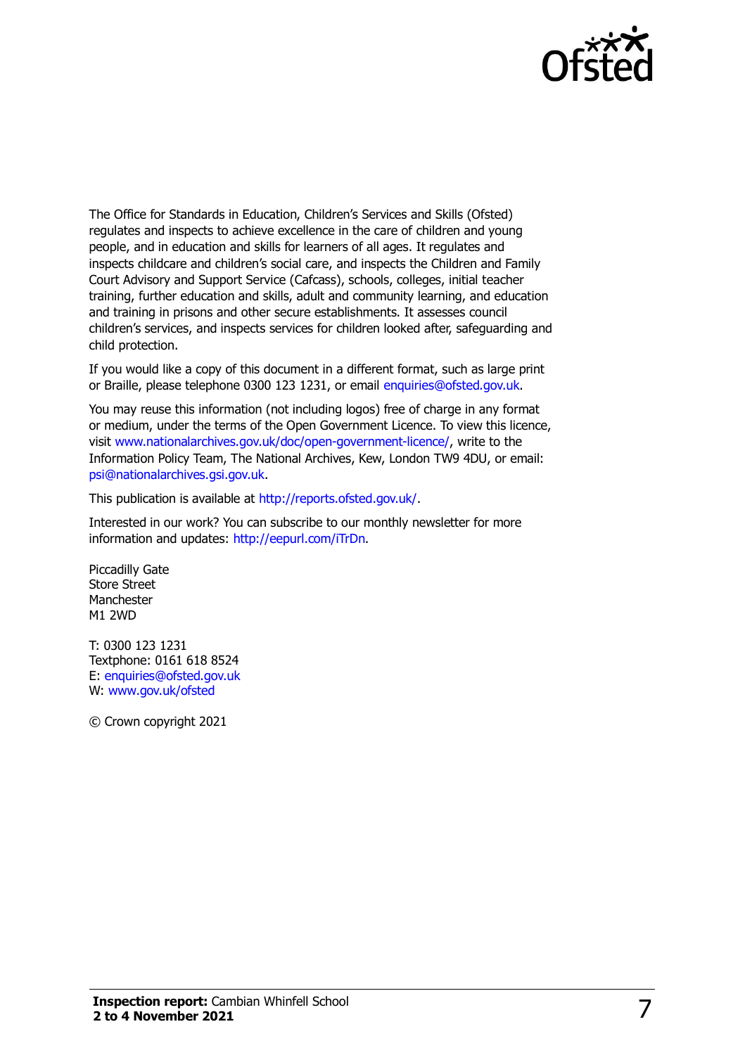The Office for Standards in Education, Children's Services and Skills (Ofsted) regulates and inspects to achieve excellence in the care of children and young people, and in education and skills for learners of all ages. It regulates and inspects childcare and children's social care, and inspects the Children and Family Court Advisory and Support Service (Cafcass), schools, colleges, initial teacher training, further education and skills, adult and community learning, and education and training in prisons and other secure establishments. It assesses council children's services, and inspects services for children looked after, safeguarding and child protection.

If you would like a copy of this document in a different format, such as large print or Braille, please telephone 0300 123 1231, or email enquiries@ofsted.gov.uk.

You may reuse this information (not including logos) free of charge in any format or medium, under the terms of the Open Government Licence. To view this licence, visit www.nationalarchives.gov.uk/doc/open-government-licence/, write to the Information Policy Team, The National Archives, Kew, London TW9 4DU, or email: psi@nationalarchives.gsi.gov.uk.

This publication is available at http://reports.ofsted.gov.uk/.

Interested in our work? You can subscribe to our monthly newsletter for more information and updates: http://eepurl.com/iTrDn.

Piccadilly Gate
Store Street
Manchester
M1 2WD

T: 0300 123 1231
Textphone: 0161 618 8524
E: enquiries@ofsted.gov.uk
W: www.gov.uk/ofsted

© Crown copyright 2021